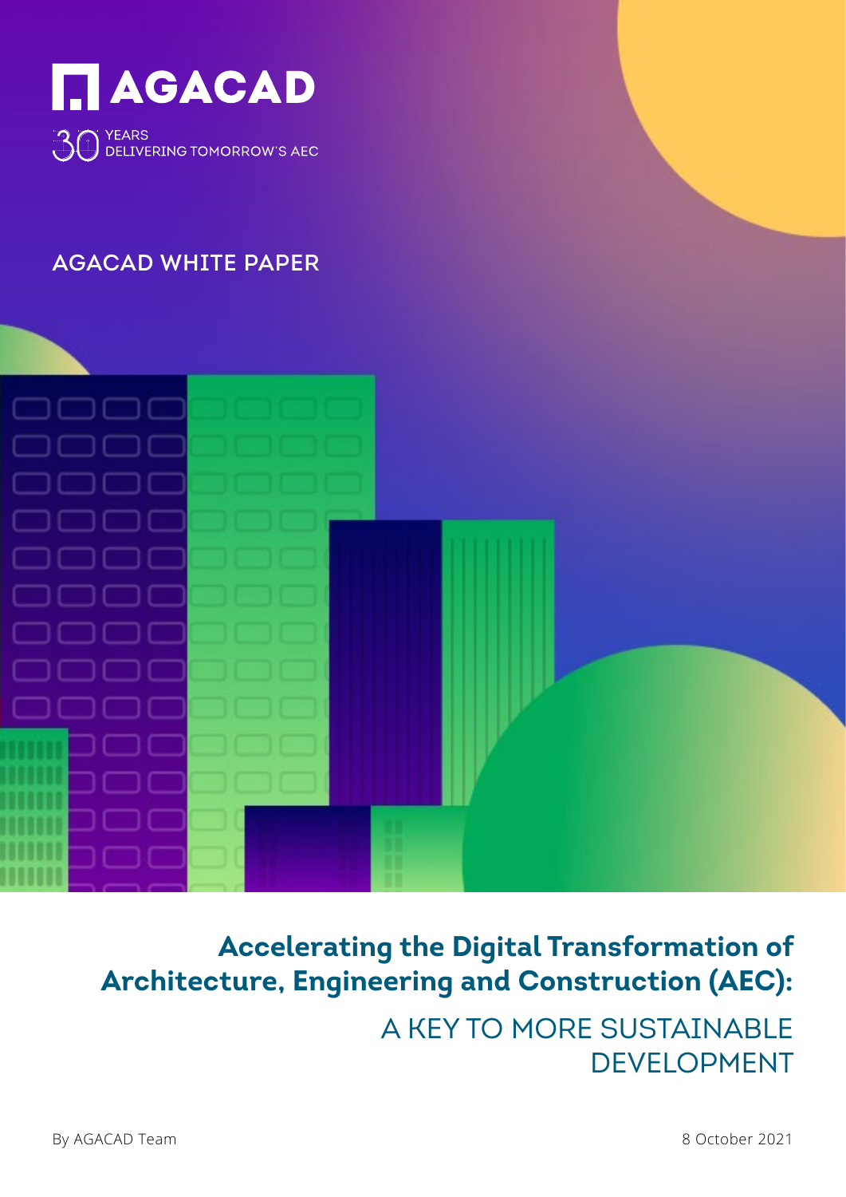AGACAD

30 YEARS DELIVERING TOMORROW'S AEC

AGACAD WHITE PAPER

# Accelerating the Digital Transformation of Architecture, Engineering and Construction (AEC):

## A KEY TO MORE SUSTAINABLE DEVELOPMENT

By AGACAD Team

8 October 2021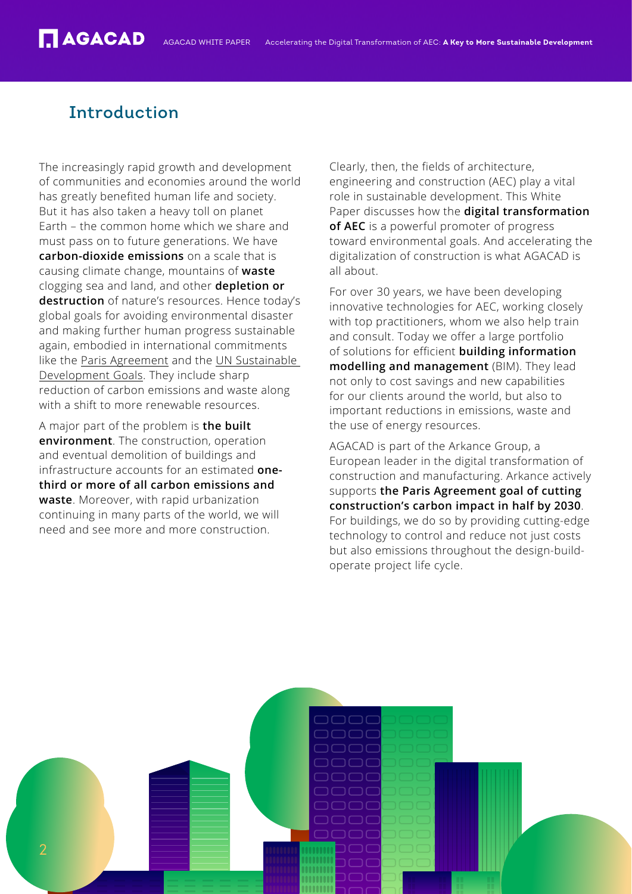## Introduction

The increasingly rapid growth and development of communities and economies around the world has greatly benefited human life and society. But it has also taken a heavy toll on planet Earth – the common home which we share and must pass on to future generations. We have **carbon-dioxide emissions** on a scale that is causing climate change, mountains of **waste** clogging sea and land, and other **depletion or destruction** of nature's resources. Hence today's global goals for avoiding environmental disaster and making further human progress sustainable again, embodied in international commitments like the Paris Agreement and the UN Sustainable Development Goals. They include sharp reduction of carbon emissions and waste along with a shift to more renewable resources.

A major part of the problem is **the built environment**. The construction, operation and eventual demolition of buildings and infrastructure accounts for an estimated **one-third or more of all carbon emissions and waste**. Moreover, with rapid urbanization continuing in many parts of the world, we will need and see more and more construction.

Clearly, then, the fields of architecture, engineering and construction (AEC) play a vital role in sustainable development. This White Paper discusses how the **digital transformation of AEC** is a powerful promoter of progress toward environmental goals. And accelerating the digitalization of construction is what AGACAD is all about.

For over 30 years, we have been developing innovative technologies for AEC, working closely with top practitioners, whom we also help train and consult. Today we offer a large portfolio of solutions for efficient **building information modelling and management** (BIM). They lead not only to cost savings and new capabilities for our clients around the world, but also to important reductions in emissions, waste and the use of energy resources.

AGACAD is part of the Arkance Group, a European leader in the digital transformation of construction and manufacturing. Arkance actively supports **the Paris Agreement goal of cutting construction's carbon impact in half by 2030**. For buildings, we do so by providing cutting-edge technology to control and reduce not just costs but also emissions throughout the design-build-operate project life cycle.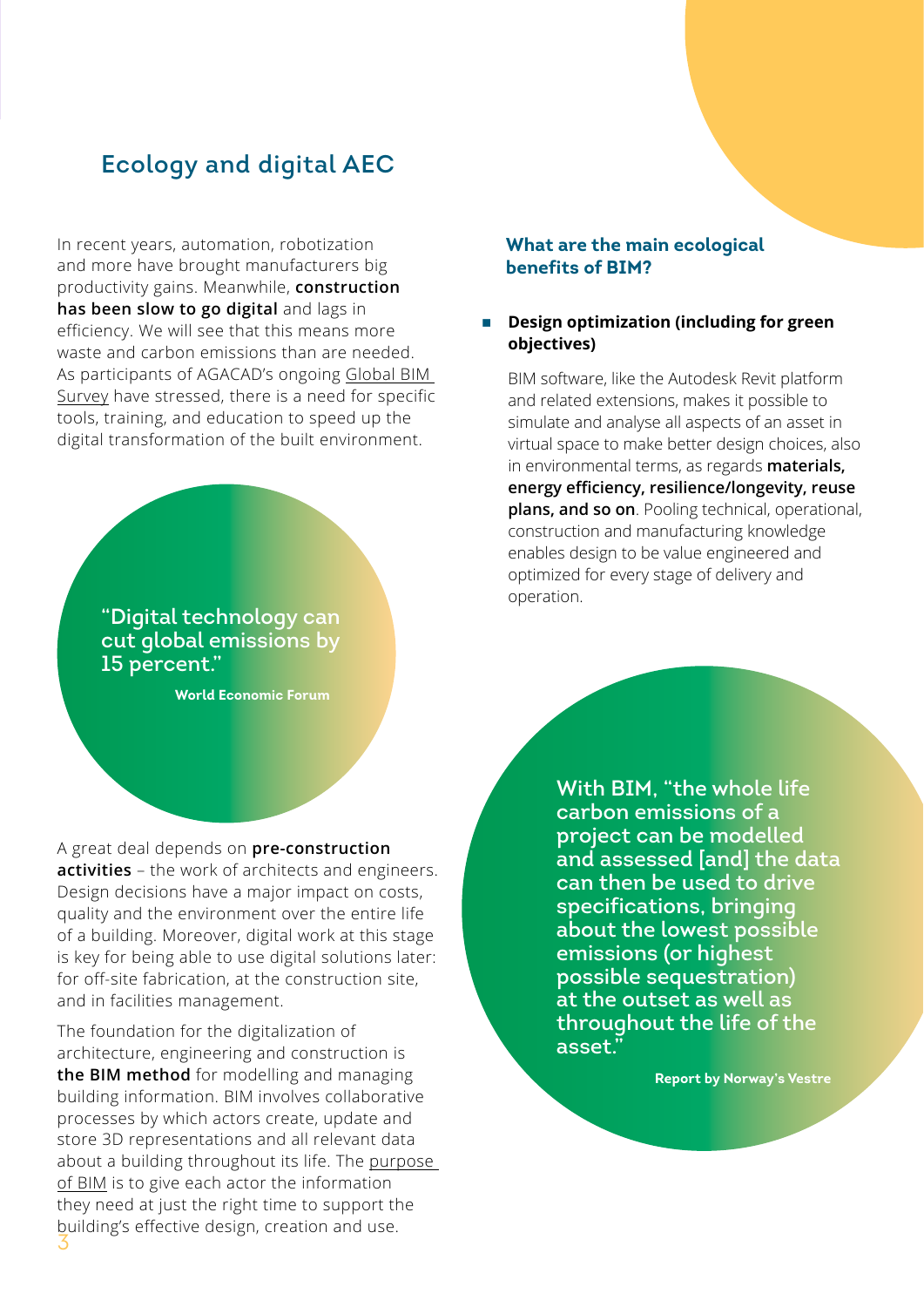# Ecology and digital AEC

In recent years, automation, robotization and more have brought manufacturers big productivity gains. Meanwhile, **construction has been slow to go digital** and lags in efficiency. We will see that this means more waste and carbon emissions than are needed. As participants of AGACAD's ongoing Global BIM Survey have stressed, there is a need for specific tools, training, and education to speed up the digital transformation of the built environment.

> "Digital technology can cut global emissions by 15 percent."
>
> **World Economic Forum**

A great deal depends on **pre-construction activities** – the work of architects and engineers. Design decisions have a major impact on costs, quality and the environment over the entire life of a building. Moreover, digital work at this stage is key for being able to use digital solutions later: for off-site fabrication, at the construction site, and in facilities management.

The foundation for the digitalization of architecture, engineering and construction is **the BIM method** for modelling and managing building information. BIM involves collaborative processes by which actors create, update and store 3D representations and all relevant data about a building throughout its life. The purpose of BIM is to give each actor the information they need at just the right time to support the building's effective design, creation and use.

## What are the main ecological benefits of BIM?

- **Design optimization (including for green objectives)**

  BIM software, like the Autodesk Revit platform and related extensions, makes it possible to simulate and analyse all aspects of an asset in virtual space to make better design choices, also in environmental terms, as regards **materials, energy efficiency, resilience/longevity, reuse plans, and so on**. Pooling technical, operational, construction and manufacturing knowledge enables design to be value engineered and optimized for every stage of delivery and operation.

> With BIM, "the whole life carbon emissions of a project can be modelled and assessed [and] the data can then be used to drive specifications, bringing about the lowest possible emissions (or highest possible sequestration) at the outset as well as throughout the life of the asset."
>
> **Report by Norway's Vestre**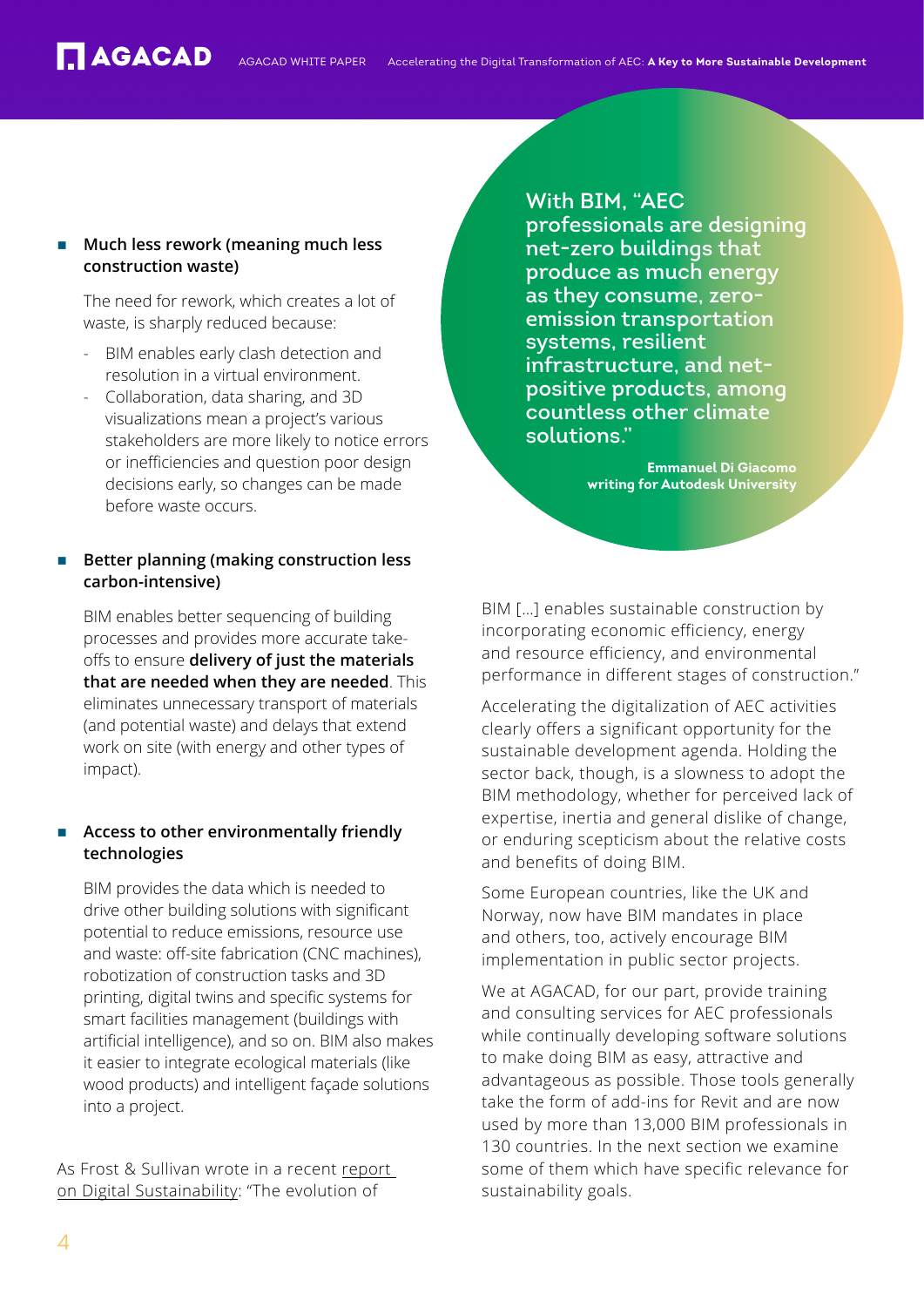- **Much less rework (meaning much less construction waste)**

  The need for rework, which creates a lot of waste, is sharply reduced because:

  - BIM enables early clash detection and resolution in a virtual environment.
  - Collaboration, data sharing, and 3D visualizations mean a project's various stakeholders are more likely to notice errors or inefficiencies and question poor design decisions early, so changes can be made before waste occurs.

- **Better planning (making construction less carbon-intensive)**

  BIM enables better sequencing of building processes and provides more accurate take-offs to ensure **delivery of just the materials that are needed when they are needed**. This eliminates unnecessary transport of materials (and potential waste) and delays that extend work on site (with energy and other types of impact).

- **Access to other environmentally friendly technologies**

  BIM provides the data which is needed to drive other building solutions with significant potential to reduce emissions, resource use and waste: off-site fabrication (CNC machines), robotization of construction tasks and 3D printing, digital twins and specific systems for smart facilities management (buildings with artificial intelligence), and so on. BIM also makes it easier to integrate ecological materials (like wood products) and intelligent façade solutions into a project.

As Frost & Sullivan wrote in a recent report on Digital Sustainability: "The evolution of BIM […] enables sustainable construction by incorporating economic efficiency, energy and resource efficiency, and environmental performance in different stages of construction."

> **With BIM, "AEC professionals are designing net-zero buildings that produce as much energy as they consume, zero-emission transportation systems, resilient infrastructure, and net-positive products, among countless other climate solutions."**
>
> **Emmanuel Di Giacomo writing for Autodesk University**

Accelerating the digitalization of AEC activities clearly offers a significant opportunity for the sustainable development agenda. Holding the sector back, though, is a slowness to adopt the BIM methodology, whether for perceived lack of expertise, inertia and general dislike of change, or enduring scepticism about the relative costs and benefits of doing BIM.

Some European countries, like the UK and Norway, now have BIM mandates in place and others, too, actively encourage BIM implementation in public sector projects.

We at AGACAD, for our part, provide training and consulting services for AEC professionals while continually developing software solutions to make doing BIM as easy, attractive and advantageous as possible. Those tools generally take the form of add-ins for Revit and are now used by more than 13,000 BIM professionals in 130 countries. In the next section we examine some of them which have specific relevance for sustainability goals.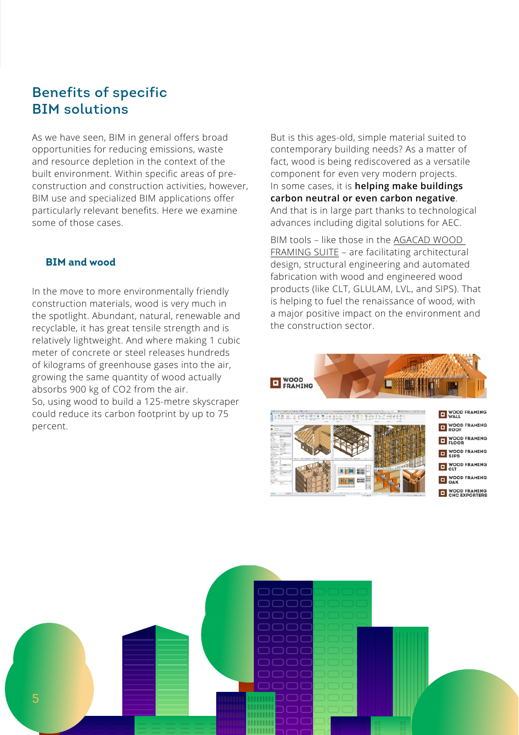## Benefits of specific BIM solutions

As we have seen, BIM in general offers broad opportunities for reducing emissions, waste and resource depletion in the context of the built environment. Within specific areas of pre-construction and construction activities, however, BIM use and specialized BIM applications offer particularly relevant benefits. Here we examine some of those cases.

### BIM and wood

In the move to more environmentally friendly construction materials, wood is very much in the spotlight. Abundant, natural, renewable and recyclable, it has great tensile strength and is relatively lightweight. And where making 1 cubic meter of concrete or steel releases hundreds of kilograms of greenhouse gases into the air, growing the same quantity of wood actually absorbs 900 kg of $CO_2$ from the air.
So, using wood to build a 125-metre skyscraper could reduce its carbon footprint by up to 75 percent.

But is this ages-old, simple material suited to contemporary building needs? As a matter of fact, wood is being rediscovered as a versatile component for even very modern projects. In some cases, it is **helping make buildings carbon neutral or even carbon negative**. And that is in large part thanks to technological advances including digital solutions for AEC.

BIM tools – like those in the AGACAD WOOD FRAMING SUITE – are facilitating architectural design, structural engineering and automated fabrication with wood and engineered wood products (like CLT, GLULAM, LVL, and SIPS). That is helping to fuel the renaissance of wood, with a major positive impact on the environment and the construction sector.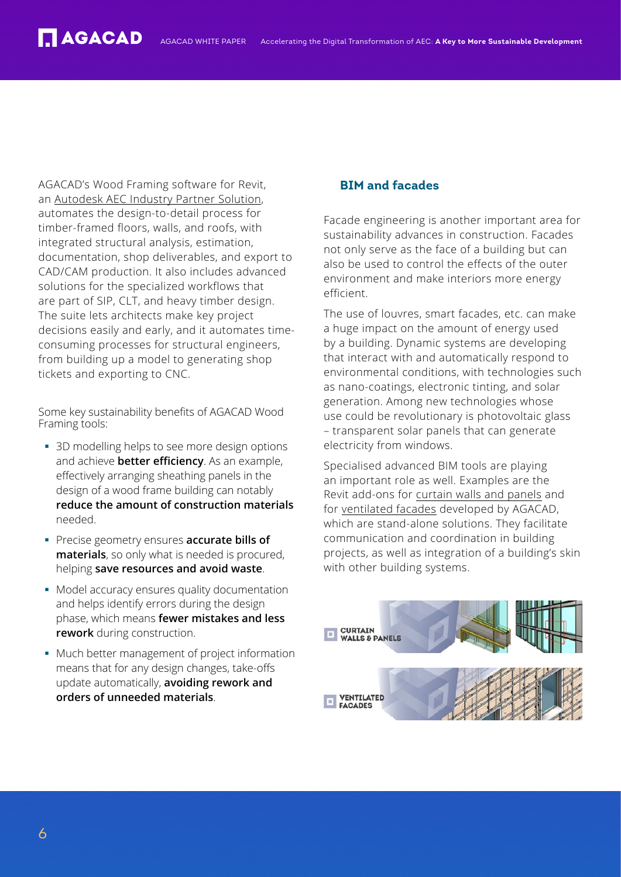AGACAD's Wood Framing software for Revit, an Autodesk AEC Industry Partner Solution, automates the design-to-detail process for timber-framed floors, walls, and roofs, with integrated structural analysis, estimation, documentation, shop deliverables, and export to CAD/CAM production. It also includes advanced solutions for the specialized workflows that are part of SIP, CLT, and heavy timber design. The suite lets architects make key project decisions easily and early, and it automates time-consuming processes for structural engineers, from building up a model to generating shop tickets and exporting to CNC.

Some key sustainability benefits of AGACAD Wood Framing tools:

- 3D modelling helps to see more design options and achieve **better efficiency**. As an example, effectively arranging sheathing panels in the design of a wood frame building can notably **reduce the amount of construction materials** needed.
- Precise geometry ensures **accurate bills of materials**, so only what is needed is procured, helping **save resources and avoid waste**.
- Model accuracy ensures quality documentation and helps identify errors during the design phase, which means **fewer mistakes and less rework** during construction.
- Much better management of project information means that for any design changes, take-offs update automatically, **avoiding rework and orders of unneeded materials**.

## BIM and facades

Facade engineering is another important area for sustainability advances in construction. Facades not only serve as the face of a building but can also be used to control the effects of the outer environment and make interiors more energy efficient.

The use of louvres, smart facades, etc. can make a huge impact on the amount of energy used by a building. Dynamic systems are developing that interact with and automatically respond to environmental conditions, with technologies such as nano-coatings, electronic tinting, and solar generation. Among new technologies whose use could be revolutionary is photovoltaic glass – transparent solar panels that can generate electricity from windows.

Specialised advanced BIM tools are playing an important role as well. Examples are the Revit add-ons for curtain walls and panels and for ventilated facades developed by AGACAD, which are stand-alone solutions. They facilitate communication and coordination in building projects, as well as integration of a building's skin with other building systems.

CURTAIN WALLS & PANELS

VENTILATED FACADES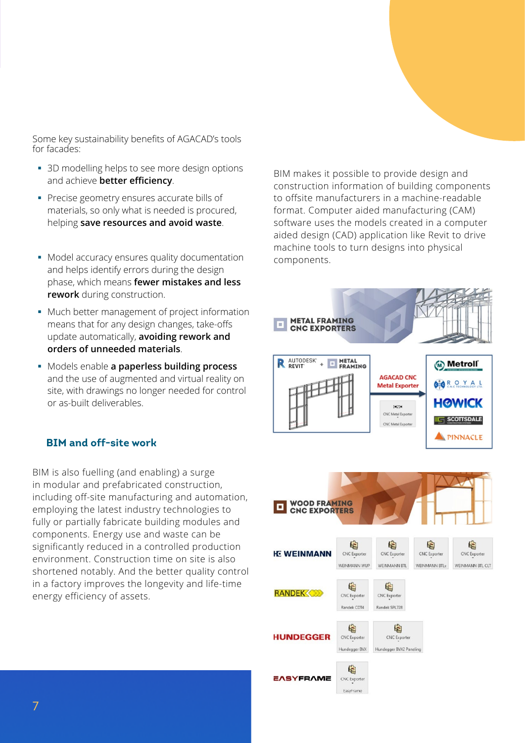Some key sustainability benefits of AGACAD's tools for facades:

- 3D modelling helps to see more design options and achieve **better efficiency**.
- Precise geometry ensures accurate bills of materials, so only what is needed is procured, helping **save resources and avoid waste**.
- Model accuracy ensures quality documentation and helps identify errors during the design phase, which means **fewer mistakes and less rework** during construction.
- Much better management of project information means that for any design changes, take-offs update automatically, **avoiding rework and orders of unneeded materials**.
- Models enable **a paperless building process** and the use of augmented and virtual reality on site, with drawings no longer needed for control or as-built deliverables.

## BIM and off-site work

BIM is also fuelling (and enabling) a surge in modular and prefabricated construction, including off-site manufacturing and automation, employing the latest industry technologies to fully or partially fabricate building modules and components. Energy use and waste can be significantly reduced in a controlled production environment. Construction time on site is also shortened notably. And the better quality control in a factory improves the longevity and life-time energy efficiency of assets.

BIM makes it possible to provide design and construction information of building components to offsite manufacturers in a machine-readable format. Computer aided manufacturing (CAM) software uses the models created in a computer aided design (CAD) application like Revit to drive machine tools to turn designs into physical components.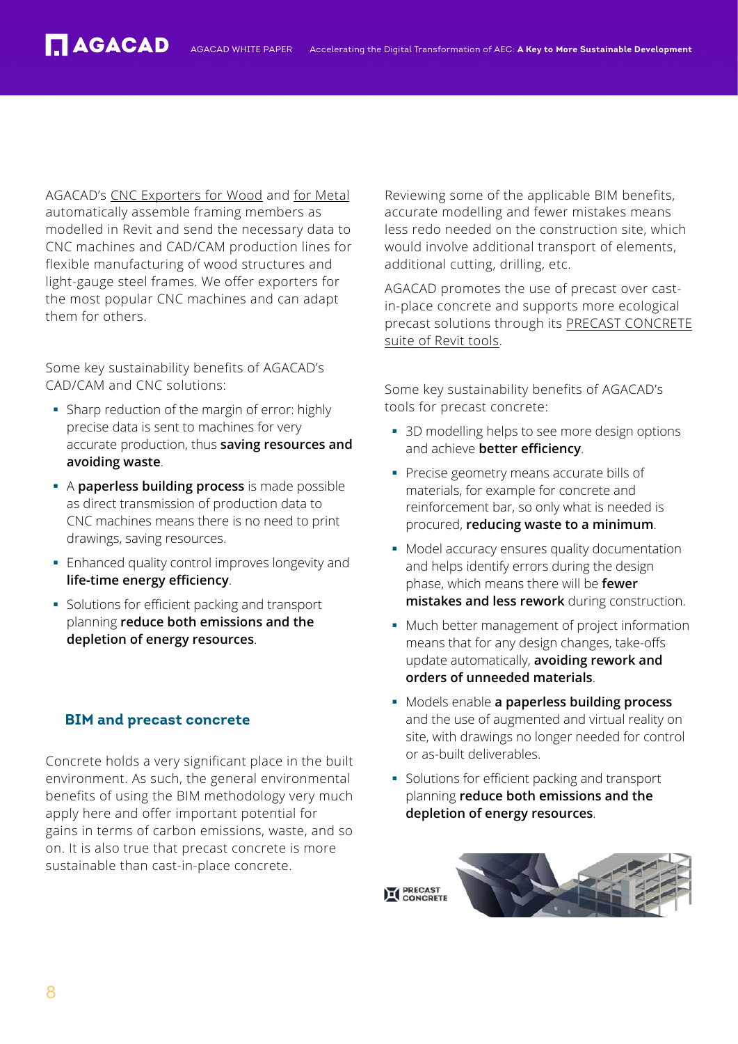AGACAD's CNC Exporters for Wood and for Metal automatically assemble framing members as modelled in Revit and send the necessary data to CNC machines and CAD/CAM production lines for flexible manufacturing of wood structures and light-gauge steel frames. We offer exporters for the most popular CNC machines and can adapt them for others.

Some key sustainability benefits of AGACAD's CAD/CAM and CNC solutions:

- Sharp reduction of the margin of error: highly precise data is sent to machines for very accurate production, thus **saving resources and avoiding waste**.
- A **paperless building process** is made possible as direct transmission of production data to CNC machines means there is no need to print drawings, saving resources.
- Enhanced quality control improves longevity and **life-time energy efficiency**.
- Solutions for efficient packing and transport planning **reduce both emissions and the depletion of energy resources**.

## BIM and precast concrete

Concrete holds a very significant place in the built environment. As such, the general environmental benefits of using the BIM methodology very much apply here and offer important potential for gains in terms of carbon emissions, waste, and so on. It is also true that precast concrete is more sustainable than cast-in-place concrete.

Reviewing some of the applicable BIM benefits, accurate modelling and fewer mistakes means less redo needed on the construction site, which would involve additional transport of elements, additional cutting, drilling, etc.

AGACAD promotes the use of precast over cast-in-place concrete and supports more ecological precast solutions through its PRECAST CONCRETE suite of Revit tools.

Some key sustainability benefits of AGACAD's tools for precast concrete:

- 3D modelling helps to see more design options and achieve **better efficiency**.
- Precise geometry means accurate bills of materials, for example for concrete and reinforcement bar, so only what is needed is procured, **reducing waste to a minimum**.
- Model accuracy ensures quality documentation and helps identify errors during the design phase, which means there will be **fewer mistakes and less rework** during construction.
- Much better management of project information means that for any design changes, take-offs update automatically, **avoiding rework and orders of unneeded materials**.
- Models enable **a paperless building process** and the use of augmented and virtual reality on site, with drawings no longer needed for control or as-built deliverables.
- Solutions for efficient packing and transport planning **reduce both emissions and the depletion of energy resources**.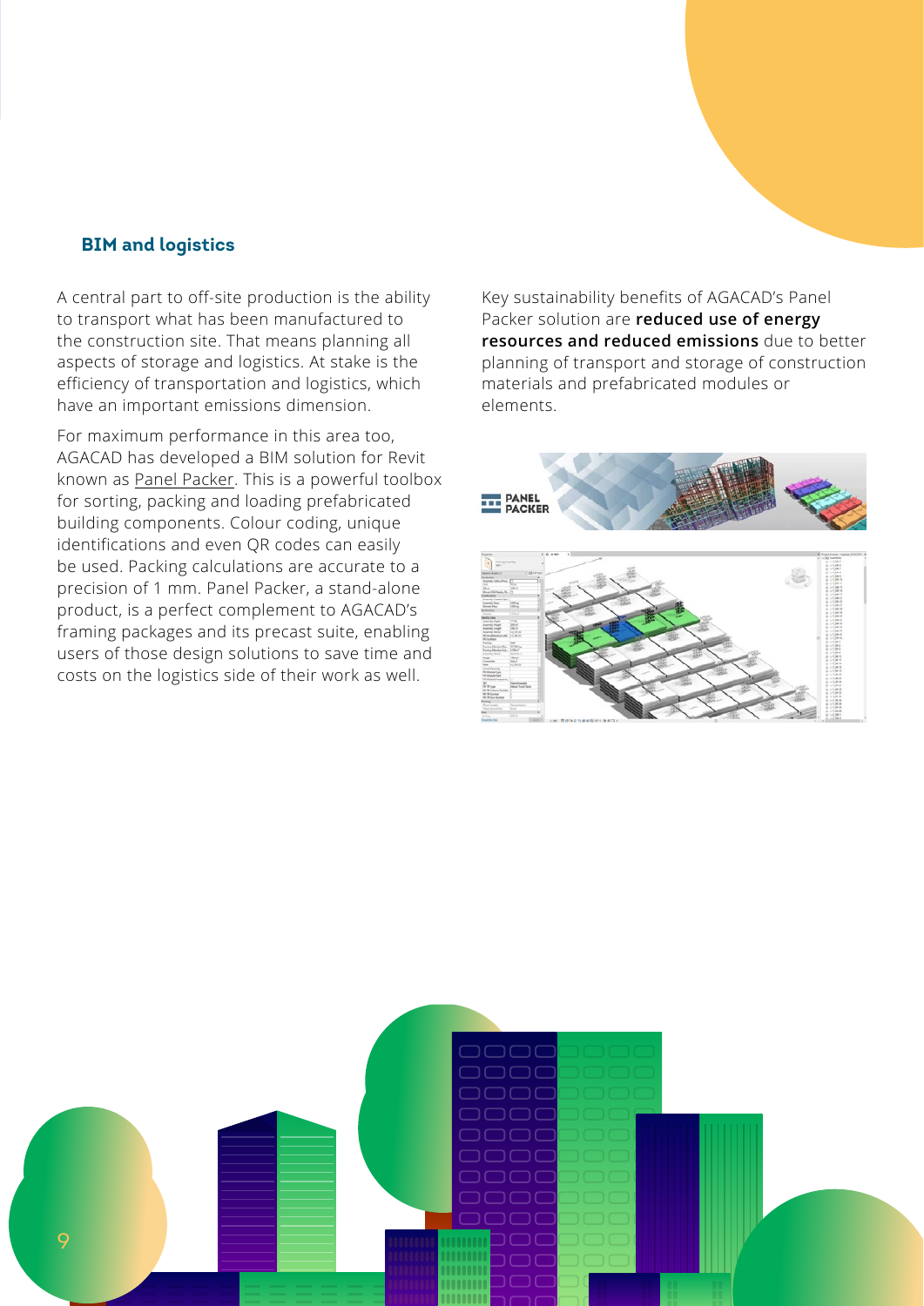### BIM and logistics

A central part to off-site production is the ability to transport what has been manufactured to the construction site. That means planning all aspects of storage and logistics. At stake is the efficiency of transportation and logistics, which have an important emissions dimension.

For maximum performance in this area too, AGACAD has developed a BIM solution for Revit known as Panel Packer. This is a powerful toolbox for sorting, packing and loading prefabricated building components. Colour coding, unique identifications and even QR codes can easily be used. Packing calculations are accurate to a precision of 1 mm. Panel Packer, a stand-alone product, is a perfect complement to AGACAD's framing packages and its precast suite, enabling users of those design solutions to save time and costs on the logistics side of their work as well.

Key sustainability benefits of AGACAD's Panel Packer solution are **reduced use of energy resources and reduced emissions** due to better planning of transport and storage of construction materials and prefabricated modules or elements.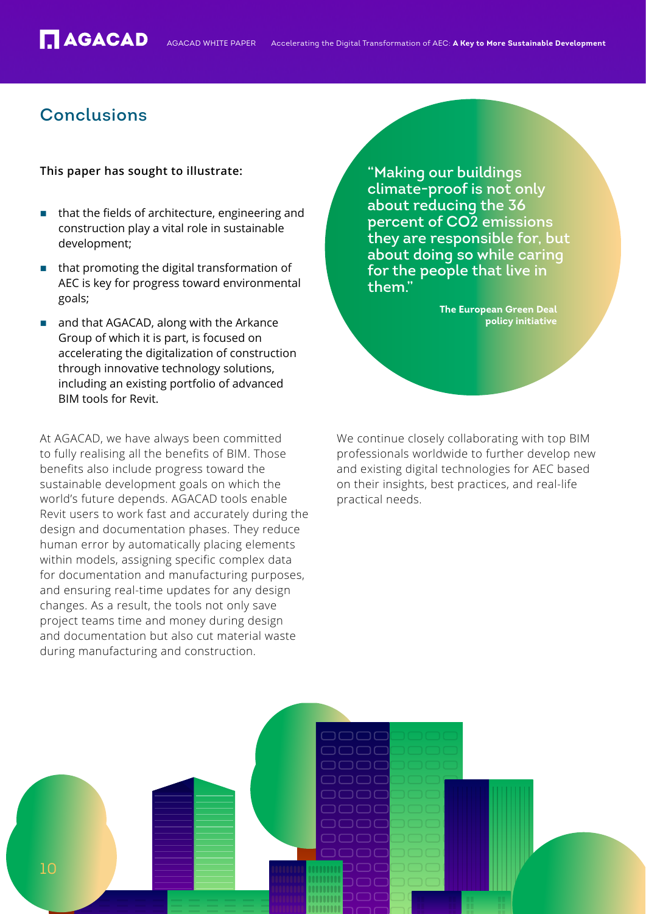## Conclusions

**This paper has sought to illustrate:**

- that the fields of architecture, engineering and construction play a vital role in sustainable development;
- that promoting the digital transformation of AEC is key for progress toward environmental goals;
- and that AGACAD, along with the Arkance Group of which it is part, is focused on accelerating the digitalization of construction through innovative technology solutions, including an existing portfolio of advanced BIM tools for Revit.

> **"Making our buildings climate-proof is not only about reducing the 36 percent of $CO_2$ emissions they are responsible for, but about doing so while caring for the people that live in them."**
>
> **The European Green Deal policy initiative**

At AGACAD, we have always been committed to fully realising all the benefits of BIM. Those benefits also include progress toward the sustainable development goals on which the world's future depends. AGACAD tools enable Revit users to work fast and accurately during the design and documentation phases. They reduce human error by automatically placing elements within models, assigning specific complex data for documentation and manufacturing purposes, and ensuring real-time updates for any design changes. As a result, the tools not only save project teams time and money during design and documentation but also cut material waste during manufacturing and construction.

We continue closely collaborating with top BIM professionals worldwide to further develop new and existing digital technologies for AEC based on their insights, best practices, and real-life practical needs.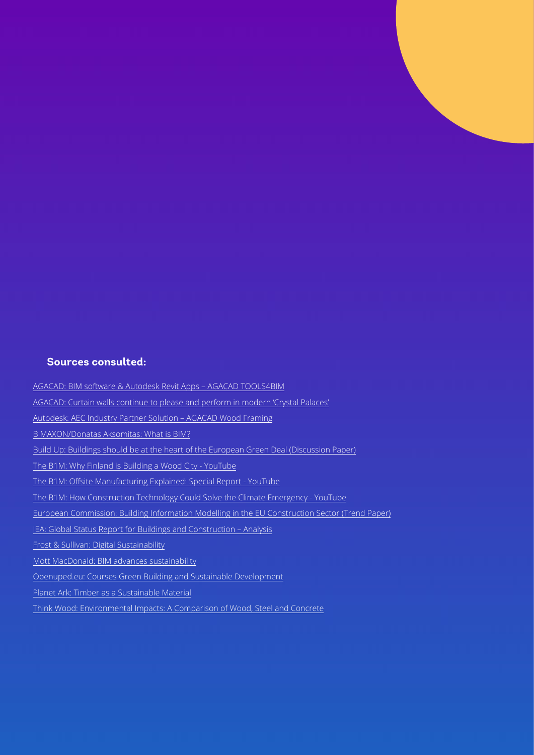### Sources consulted:

AGACAD: BIM software & Autodesk Revit Apps – AGACAD TOOLS4BIM

AGACAD: Curtain walls continue to please and perform in modern 'Crystal Palaces'

Autodesk: AEC Industry Partner Solution – AGACAD Wood Framing

BIMAXON/Donatas Aksomitas: What is BIM?

Build Up: Buildings should be at the heart of the European Green Deal (Discussion Paper)

The B1M: Why Finland is Building a Wood City - YouTube

The B1M: Offsite Manufacturing Explained: Special Report - YouTube

The B1M: How Construction Technology Could Solve the Climate Emergency - YouTube

European Commission: Building Information Modelling in the EU Construction Sector (Trend Paper)

IEA: Global Status Report for Buildings and Construction – Analysis

Frost & Sullivan: Digital Sustainability

Mott MacDonald: BIM advances sustainability

Openuped.eu: Courses Green Building and Sustainable Development

Planet Ark: Timber as a Sustainable Material

Think Wood: Environmental Impacts: A Comparison of Wood, Steel and Concrete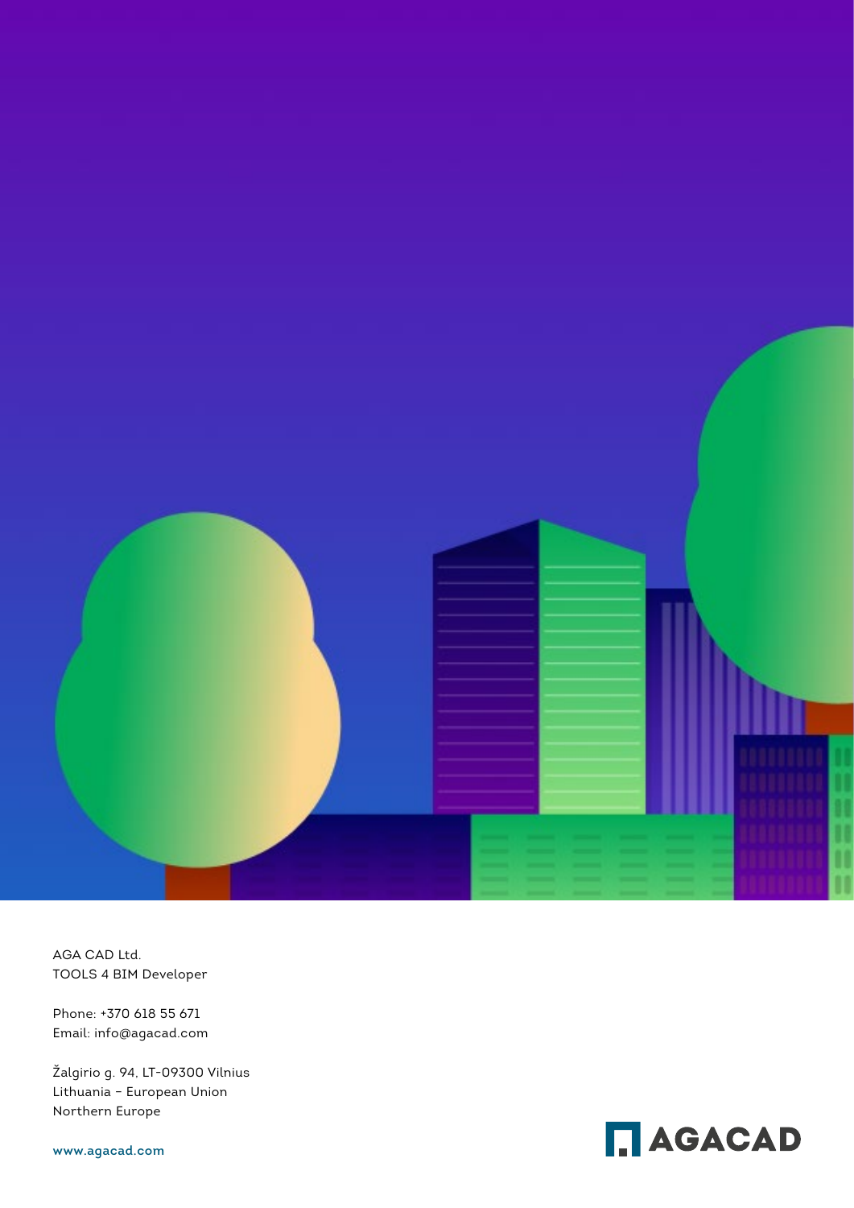AGA CAD Ltd.
TOOLS 4 BIM Developer

Phone: +370 618 55 671
Email: info@agacad.com

Žalgirio g. 94, LT-09300 Vilnius
Lithuania – European Union
Northern Europe

www.agacad.com

AGACAD